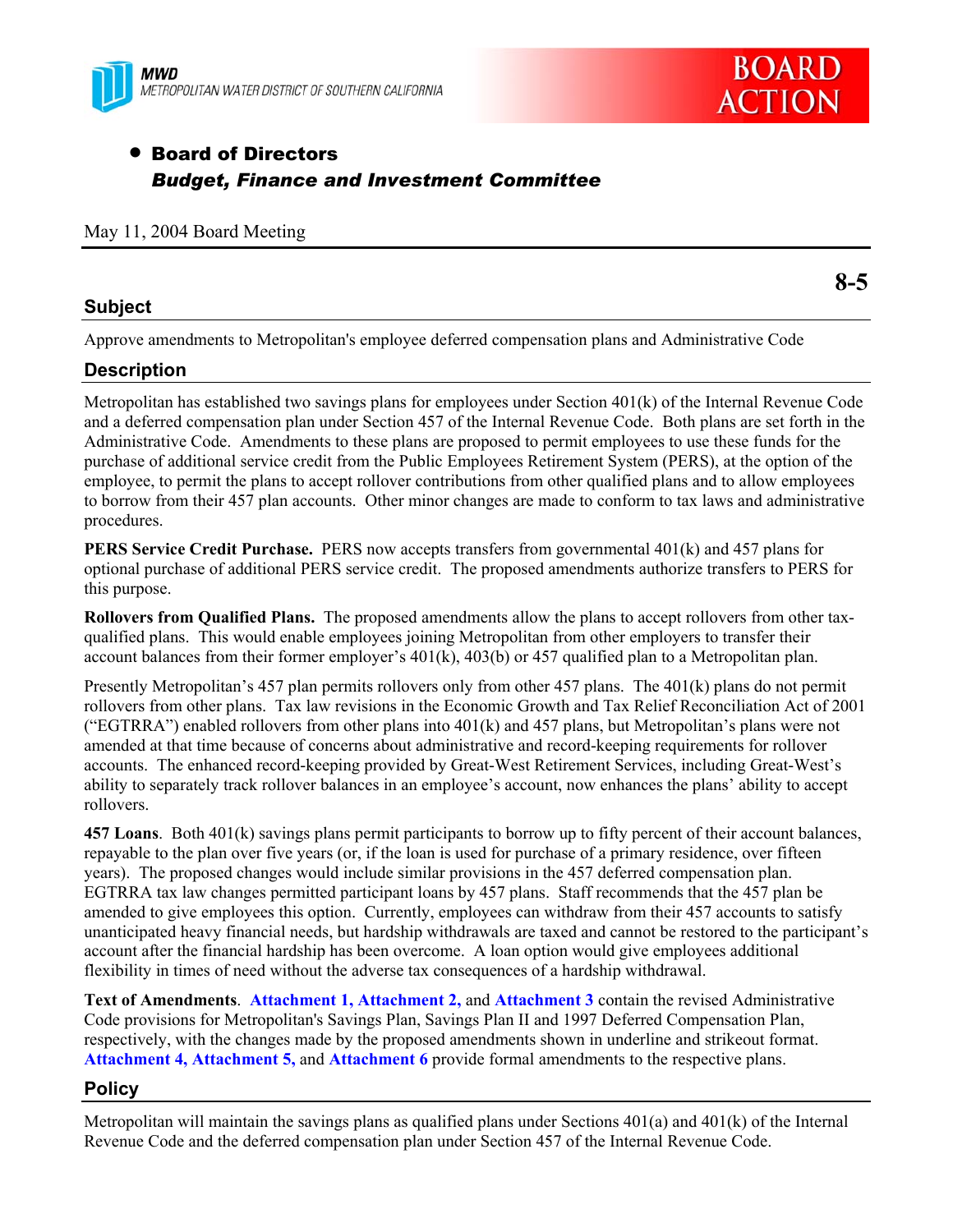MWD
METROPOLITAN WATER DISTRICT OF SOUTHERN CALIFORNIA

BOARD ACTION

- **Board of Directors**
  ***Budget, Finance and Investment Committee***

May 11, 2004 Board Meeting

**8-5**

## Subject

Approve amendments to Metropolitan's employee deferred compensation plans and Administrative Code

## Description

Metropolitan has established two savings plans for employees under Section 401(k) of the Internal Revenue Code and a deferred compensation plan under Section 457 of the Internal Revenue Code. Both plans are set forth in the Administrative Code. Amendments to these plans are proposed to permit employees to use these funds for the purchase of additional service credit from the Public Employees Retirement System (PERS), at the option of the employee, to permit the plans to accept rollover contributions from other qualified plans and to allow employees to borrow from their 457 plan accounts. Other minor changes are made to conform to tax laws and administrative procedures.

**PERS Service Credit Purchase.** PERS now accepts transfers from governmental 401(k) and 457 plans for optional purchase of additional PERS service credit. The proposed amendments authorize transfers to PERS for this purpose.

**Rollovers from Qualified Plans.** The proposed amendments allow the plans to accept rollovers from other tax-qualified plans. This would enable employees joining Metropolitan from other employers to transfer their account balances from their former employer's 401(k), 403(b) or 457 qualified plan to a Metropolitan plan.

Presently Metropolitan's 457 plan permits rollovers only from other 457 plans. The 401(k) plans do not permit rollovers from other plans. Tax law revisions in the Economic Growth and Tax Relief Reconciliation Act of 2001 ("EGTRRA") enabled rollovers from other plans into 401(k) and 457 plans, but Metropolitan's plans were not amended at that time because of concerns about administrative and record-keeping requirements for rollover accounts. The enhanced record-keeping provided by Great-West Retirement Services, including Great-West's ability to separately track rollover balances in an employee's account, now enhances the plans' ability to accept rollovers.

**457 Loans**. Both 401(k) savings plans permit participants to borrow up to fifty percent of their account balances, repayable to the plan over five years (or, if the loan is used for purchase of a primary residence, over fifteen years). The proposed changes would include similar provisions in the 457 deferred compensation plan. EGTRRA tax law changes permitted participant loans by 457 plans. Staff recommends that the 457 plan be amended to give employees this option. Currently, employees can withdraw from their 457 accounts to satisfy unanticipated heavy financial needs, but hardship withdrawals are taxed and cannot be restored to the participant's account after the financial hardship has been overcome. A loan option would give employees additional flexibility in times of need without the adverse tax consequences of a hardship withdrawal.

**Text of Amendments**. **Attachment 1, Attachment 2,** and **Attachment 3** contain the revised Administrative Code provisions for Metropolitan's Savings Plan, Savings Plan II and 1997 Deferred Compensation Plan, respectively, with the changes made by the proposed amendments shown in underline and strikeout format. **Attachment 4, Attachment 5,** and **Attachment 6** provide formal amendments to the respective plans.

## Policy

Metropolitan will maintain the savings plans as qualified plans under Sections 401(a) and 401(k) of the Internal Revenue Code and the deferred compensation plan under Section 457 of the Internal Revenue Code.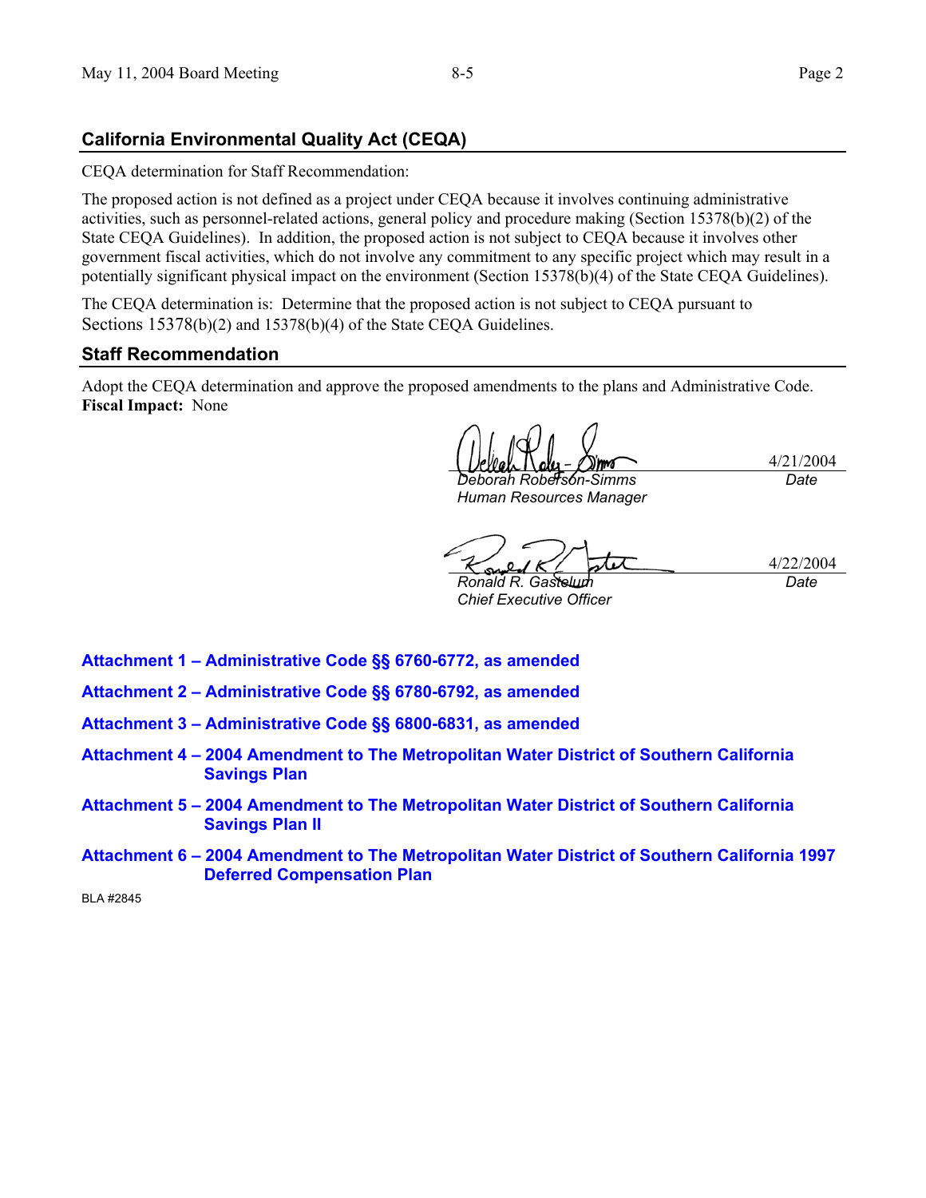## California Environmental Quality Act (CEQA)

CEQA determination for Staff Recommendation:

The proposed action is not defined as a project under CEQA because it involves continuing administrative activities, such as personnel-related actions, general policy and procedure making (Section 15378(b)(2) of the State CEQA Guidelines). In addition, the proposed action is not subject to CEQA because it involves other government fiscal activities, which do not involve any commitment to any specific project which may result in a potentially significant physical impact on the environment (Section 15378(b)(4) of the State CEQA Guidelines).

The CEQA determination is: Determine that the proposed action is not subject to CEQA pursuant to Sections 15378(b)(2) and 15378(b)(4) of the State CEQA Guidelines.

## Staff Recommendation

Adopt the CEQA determination and approve the proposed amendments to the plans and Administrative Code.
**Fiscal Impact:** None

| | |
|---|---|
| *Deborah Robertson-Simms*<br>*Human Resources Manager* | 4/21/2004<br>*Date* |
| *Ronald R. Gastelum*<br>*Chief Executive Officer* | 4/22/2004<br>*Date* |

**Attachment 1 – Administrative Code §§ 6760-6772, as amended**

**Attachment 2 – Administrative Code §§ 6780-6792, as amended**

**Attachment 3 – Administrative Code §§ 6800-6831, as amended**

**Attachment 4 – 2004 Amendment to The Metropolitan Water District of Southern California Savings Plan**

**Attachment 5 – 2004 Amendment to The Metropolitan Water District of Southern California Savings Plan II**

**Attachment 6 – 2004 Amendment to The Metropolitan Water District of Southern California 1997 Deferred Compensation Plan**

BLA #2845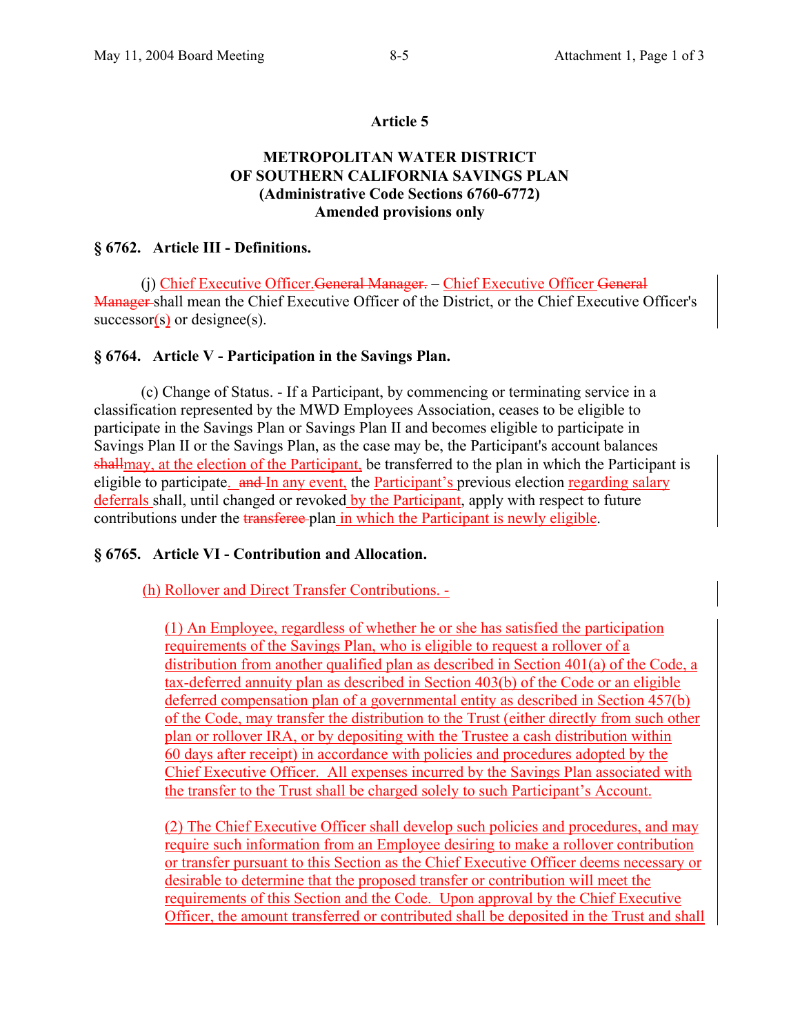## Article 5

### METROPOLITAN WATER DISTRICT OF SOUTHERN CALIFORNIA SAVINGS PLAN (Administrative Code Sections 6760-6772) Amended provisions only

### § 6762. Article III - Definitions.

(j) Chief Executive Officer.~~General Manager.~~ – Chief Executive Officer ~~General Manager~~ shall mean the Chief Executive Officer of the District, or the Chief Executive Officer's successor(s) or designee(s).

### § 6764. Article V - Participation in the Savings Plan.

(c) Change of Status. - If a Participant, by commencing or terminating service in a classification represented by the MWD Employees Association, ceases to be eligible to participate in the Savings Plan or Savings Plan II and becomes eligible to participate in Savings Plan II or the Savings Plan, as the case may be, the Participant's account balances ~~shall~~may, at the election of the Participant, be transferred to the plan in which the Participant is eligible to participate. ~~and~~ In any event, the Participant's previous election regarding salary deferrals shall, until changed or revoked by the Participant, apply with respect to future contributions under the ~~transferee~~ plan in which the Participant is newly eligible.

### § 6765. Article VI - Contribution and Allocation.

(h) Rollover and Direct Transfer Contributions. -

(1) An Employee, regardless of whether he or she has satisfied the participation requirements of the Savings Plan, who is eligible to request a rollover of a distribution from another qualified plan as described in Section 401(a) of the Code, a tax-deferred annuity plan as described in Section 403(b) of the Code or an eligible deferred compensation plan of a governmental entity as described in Section 457(b) of the Code, may transfer the distribution to the Trust (either directly from such other plan or rollover IRA, or by depositing with the Trustee a cash distribution within 60 days after receipt) in accordance with policies and procedures adopted by the Chief Executive Officer. All expenses incurred by the Savings Plan associated with the transfer to the Trust shall be charged solely to such Participant's Account.

(2) The Chief Executive Officer shall develop such policies and procedures, and may require such information from an Employee desiring to make a rollover contribution or transfer pursuant to this Section as the Chief Executive Officer deems necessary or desirable to determine that the proposed transfer or contribution will meet the requirements of this Section and the Code. Upon approval by the Chief Executive Officer, the amount transferred or contributed shall be deposited in the Trust and shall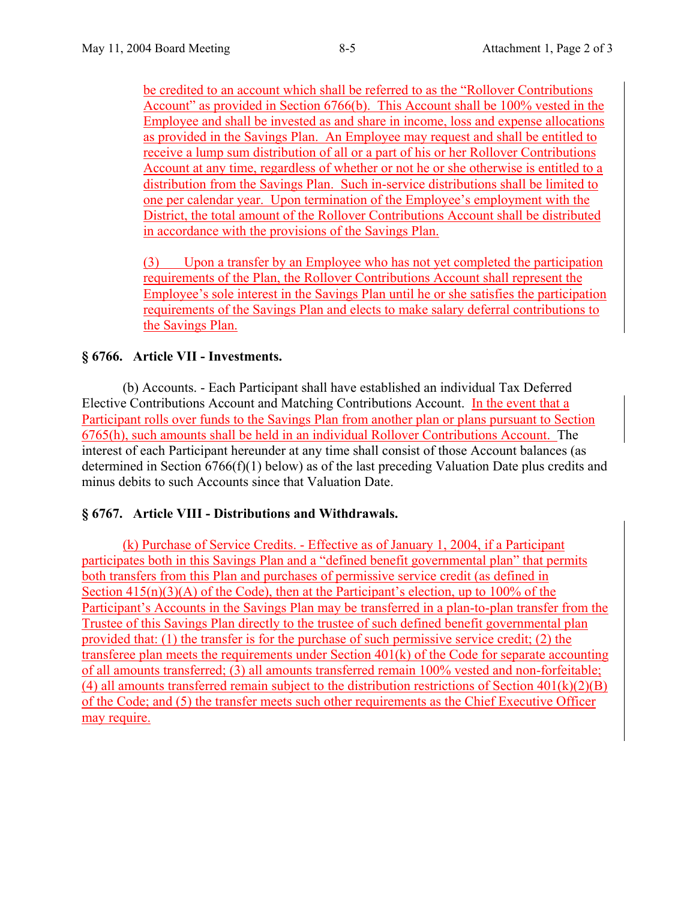be credited to an account which shall be referred to as the "Rollover Contributions Account" as provided in Section 6766(b). This Account shall be 100% vested in the Employee and shall be invested as and share in income, loss and expense allocations as provided in the Savings Plan. An Employee may request and shall be entitled to receive a lump sum distribution of all or a part of his or her Rollover Contributions Account at any time, regardless of whether or not he or she otherwise is entitled to a distribution from the Savings Plan. Such in-service distributions shall be limited to one per calendar year. Upon termination of the Employee's employment with the District, the total amount of the Rollover Contributions Account shall be distributed in accordance with the provisions of the Savings Plan.

(3) Upon a transfer by an Employee who has not yet completed the participation requirements of the Plan, the Rollover Contributions Account shall represent the Employee's sole interest in the Savings Plan until he or she satisfies the participation requirements of the Savings Plan and elects to make salary deferral contributions to the Savings Plan.

**§ 6766. Article VII - Investments.**

(b) Accounts. - Each Participant shall have established an individual Tax Deferred Elective Contributions Account and Matching Contributions Account. In the event that a Participant rolls over funds to the Savings Plan from another plan or plans pursuant to Section 6765(h), such amounts shall be held in an individual Rollover Contributions Account. The interest of each Participant hereunder at any time shall consist of those Account balances (as determined in Section 6766(f)(1) below) as of the last preceding Valuation Date plus credits and minus debits to such Accounts since that Valuation Date.

**§ 6767. Article VIII - Distributions and Withdrawals.**

(k) Purchase of Service Credits. - Effective as of January 1, 2004, if a Participant participates both in this Savings Plan and a "defined benefit governmental plan" that permits both transfers from this Plan and purchases of permissive service credit (as defined in Section 415(n)(3)(A) of the Code), then at the Participant's election, up to 100% of the Participant's Accounts in the Savings Plan may be transferred in a plan-to-plan transfer from the Trustee of this Savings Plan directly to the trustee of such defined benefit governmental plan provided that: (1) the transfer is for the purchase of such permissive service credit; (2) the transferee plan meets the requirements under Section 401(k) of the Code for separate accounting of all amounts transferred; (3) all amounts transferred remain 100% vested and non-forfeitable; (4) all amounts transferred remain subject to the distribution restrictions of Section 401(k)(2)(B) of the Code; and (5) the transfer meets such other requirements as the Chief Executive Officer may require.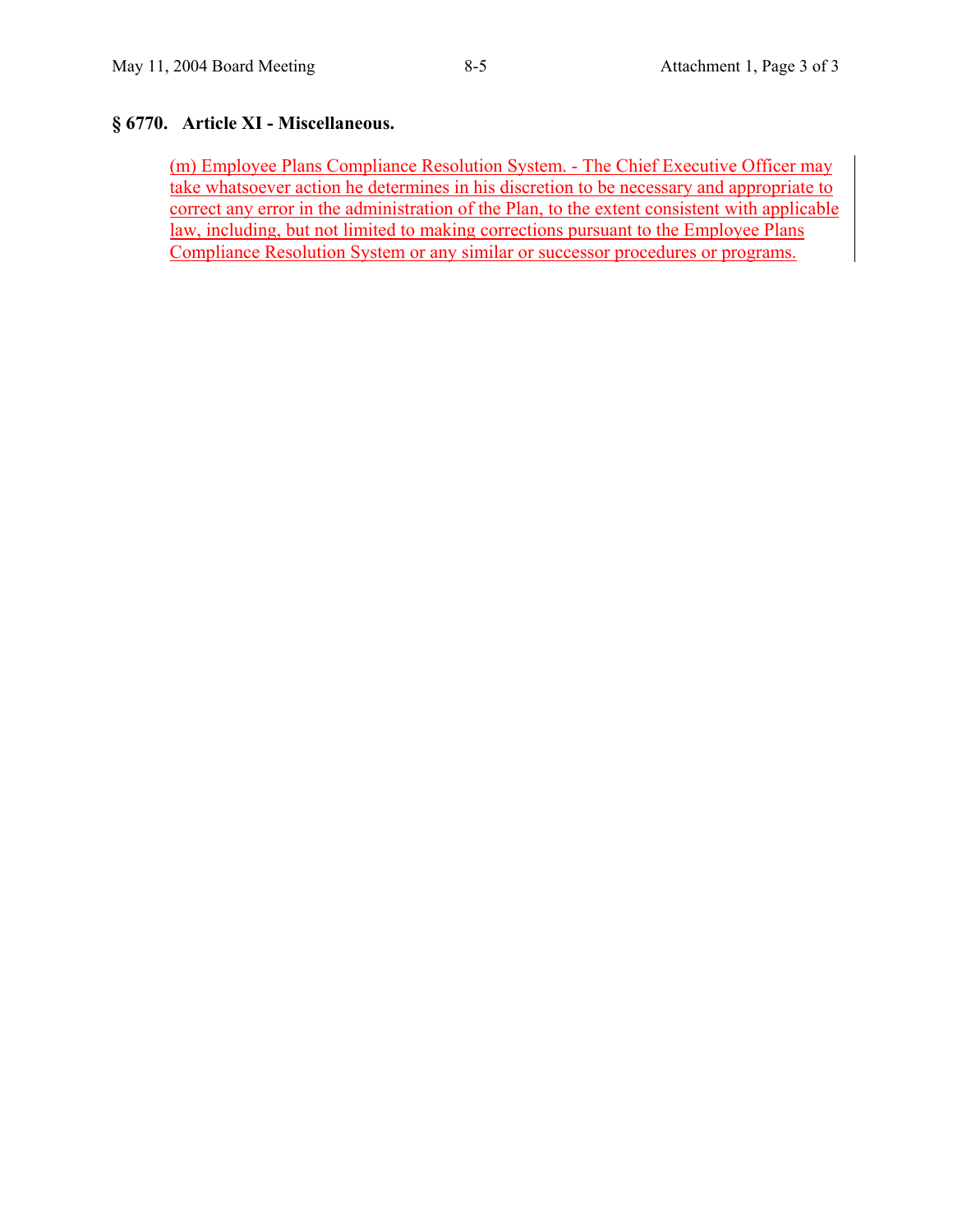## § 6770. Article XI - Miscellaneous.

(m) Employee Plans Compliance Resolution System. - The Chief Executive Officer may take whatsoever action he determines in his discretion to be necessary and appropriate to correct any error in the administration of the Plan, to the extent consistent with applicable law, including, but not limited to making corrections pursuant to the Employee Plans Compliance Resolution System or any similar or successor procedures or programs.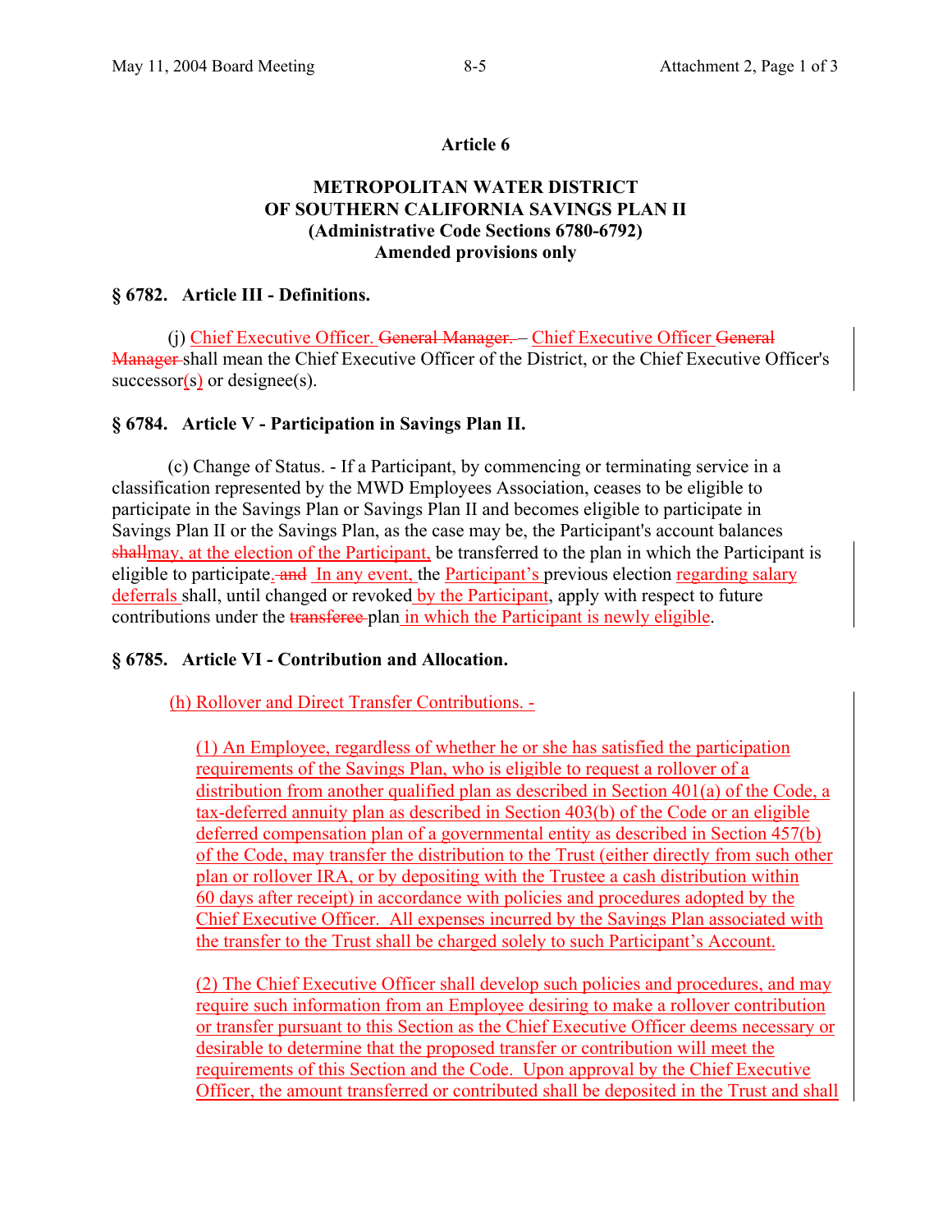## Article 6

### METROPOLITAN WATER DISTRICT OF SOUTHERN CALIFORNIA SAVINGS PLAN II (Administrative Code Sections 6780-6792) Amended provisions only

### § 6782. Article III - Definitions.

(j) Chief Executive Officer. ~~General Manager.~~ Chief Executive Officer ~~General Manager~~ shall mean the Chief Executive Officer of the District, or the Chief Executive Officer's successor(s) or designee(s).

### § 6784. Article V - Participation in Savings Plan II.

(c) Change of Status. - If a Participant, by commencing or terminating service in a classification represented by the MWD Employees Association, ceases to be eligible to participate in the Savings Plan or Savings Plan II and becomes eligible to participate in Savings Plan II or the Savings Plan, as the case may be, the Participant's account balances ~~shall~~may, at the election of the Participant, be transferred to the plan in which the Participant is eligible to participate. ~~and~~ In any event, the Participant's previous election regarding salary deferrals shall, until changed or revoked by the Participant, apply with respect to future contributions under the ~~transferee~~ plan in which the Participant is newly eligible.

### § 6785. Article VI - Contribution and Allocation.

(h) Rollover and Direct Transfer Contributions. -

(1) An Employee, regardless of whether he or she has satisfied the participation requirements of the Savings Plan, who is eligible to request a rollover of a distribution from another qualified plan as described in Section 401(a) of the Code, a tax-deferred annuity plan as described in Section 403(b) of the Code or an eligible deferred compensation plan of a governmental entity as described in Section 457(b) of the Code, may transfer the distribution to the Trust (either directly from such other plan or rollover IRA, or by depositing with the Trustee a cash distribution within 60 days after receipt) in accordance with policies and procedures adopted by the Chief Executive Officer. All expenses incurred by the Savings Plan associated with the transfer to the Trust shall be charged solely to such Participant's Account.

(2) The Chief Executive Officer shall develop such policies and procedures, and may require such information from an Employee desiring to make a rollover contribution or transfer pursuant to this Section as the Chief Executive Officer deems necessary or desirable to determine that the proposed transfer or contribution will meet the requirements of this Section and the Code. Upon approval by the Chief Executive Officer, the amount transferred or contributed shall be deposited in the Trust and shall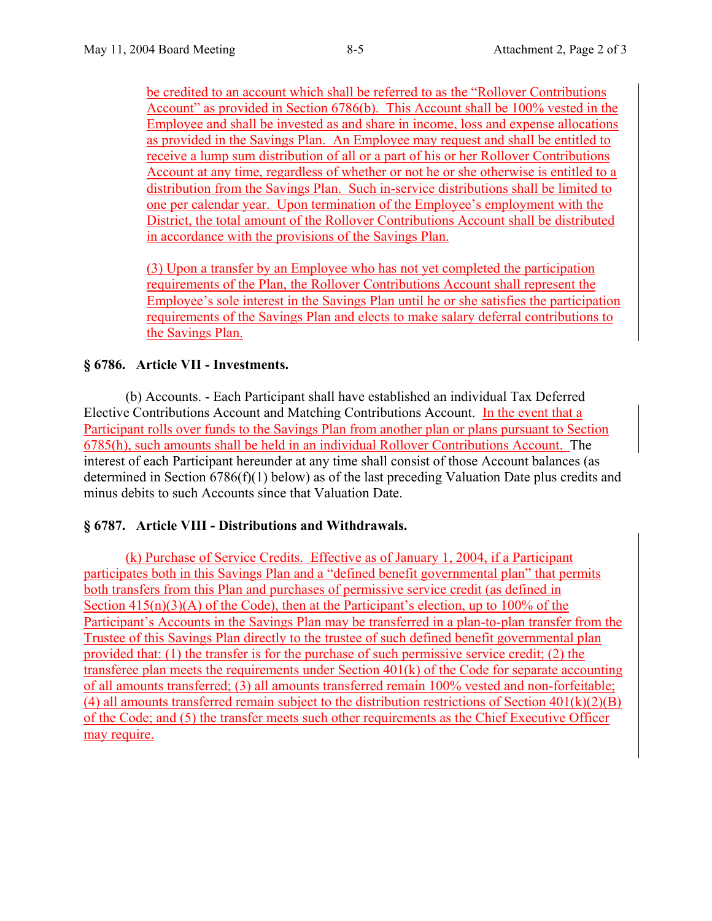be credited to an account which shall be referred to as the "Rollover Contributions Account" as provided in Section 6786(b). This Account shall be 100% vested in the Employee and shall be invested as and share in income, loss and expense allocations as provided in the Savings Plan. An Employee may request and shall be entitled to receive a lump sum distribution of all or a part of his or her Rollover Contributions Account at any time, regardless of whether or not he or she otherwise is entitled to a distribution from the Savings Plan. Such in-service distributions shall be limited to one per calendar year. Upon termination of the Employee's employment with the District, the total amount of the Rollover Contributions Account shall be distributed in accordance with the provisions of the Savings Plan.

(3) Upon a transfer by an Employee who has not yet completed the participation requirements of the Plan, the Rollover Contributions Account shall represent the Employee's sole interest in the Savings Plan until he or she satisfies the participation requirements of the Savings Plan and elects to make salary deferral contributions to the Savings Plan.

**§ 6786. Article VII - Investments.**

(b) Accounts. - Each Participant shall have established an individual Tax Deferred Elective Contributions Account and Matching Contributions Account. In the event that a Participant rolls over funds to the Savings Plan from another plan or plans pursuant to Section 6785(h), such amounts shall be held in an individual Rollover Contributions Account. The interest of each Participant hereunder at any time shall consist of those Account balances (as determined in Section 6786(f)(1) below) as of the last preceding Valuation Date plus credits and minus debits to such Accounts since that Valuation Date.

**§ 6787. Article VIII - Distributions and Withdrawals.**

(k) Purchase of Service Credits. Effective as of January 1, 2004, if a Participant participates both in this Savings Plan and a "defined benefit governmental plan" that permits both transfers from this Plan and purchases of permissive service credit (as defined in Section 415(n)(3)(A) of the Code), then at the Participant's election, up to 100% of the Participant's Accounts in the Savings Plan may be transferred in a plan-to-plan transfer from the Trustee of this Savings Plan directly to the trustee of such defined benefit governmental plan provided that: (1) the transfer is for the purchase of such permissive service credit; (2) the transferee plan meets the requirements under Section 401(k) of the Code for separate accounting of all amounts transferred; (3) all amounts transferred remain 100% vested and non-forfeitable; (4) all amounts transferred remain subject to the distribution restrictions of Section 401(k)(2)(B) of the Code; and (5) the transfer meets such other requirements as the Chief Executive Officer may require.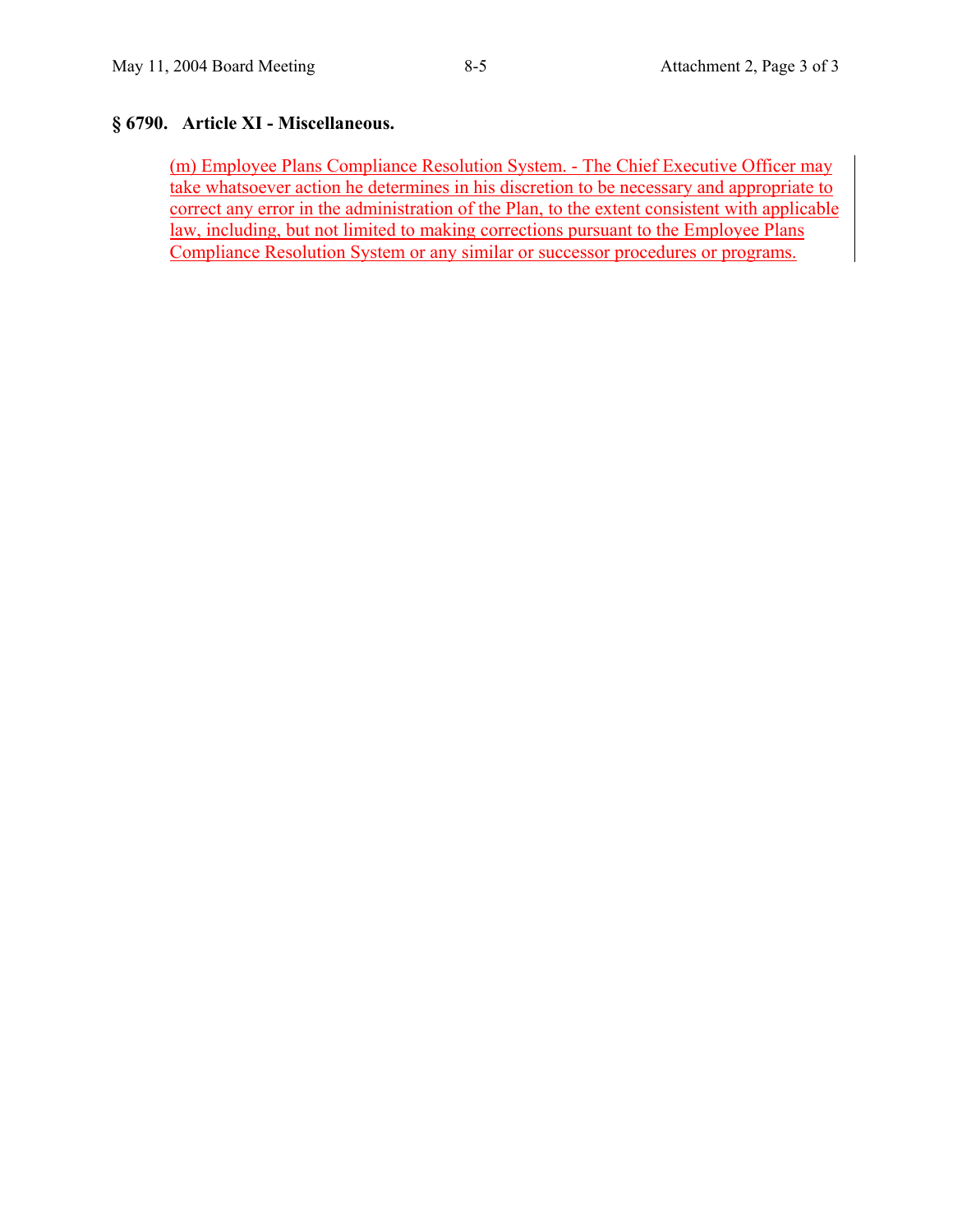## § 6790. Article XI - Miscellaneous.

(m) Employee Plans Compliance Resolution System. - The Chief Executive Officer may take whatsoever action he determines in his discretion to be necessary and appropriate to correct any error in the administration of the Plan, to the extent consistent with applicable law, including, but not limited to making corrections pursuant to the Employee Plans Compliance Resolution System or any similar or successor procedures or programs.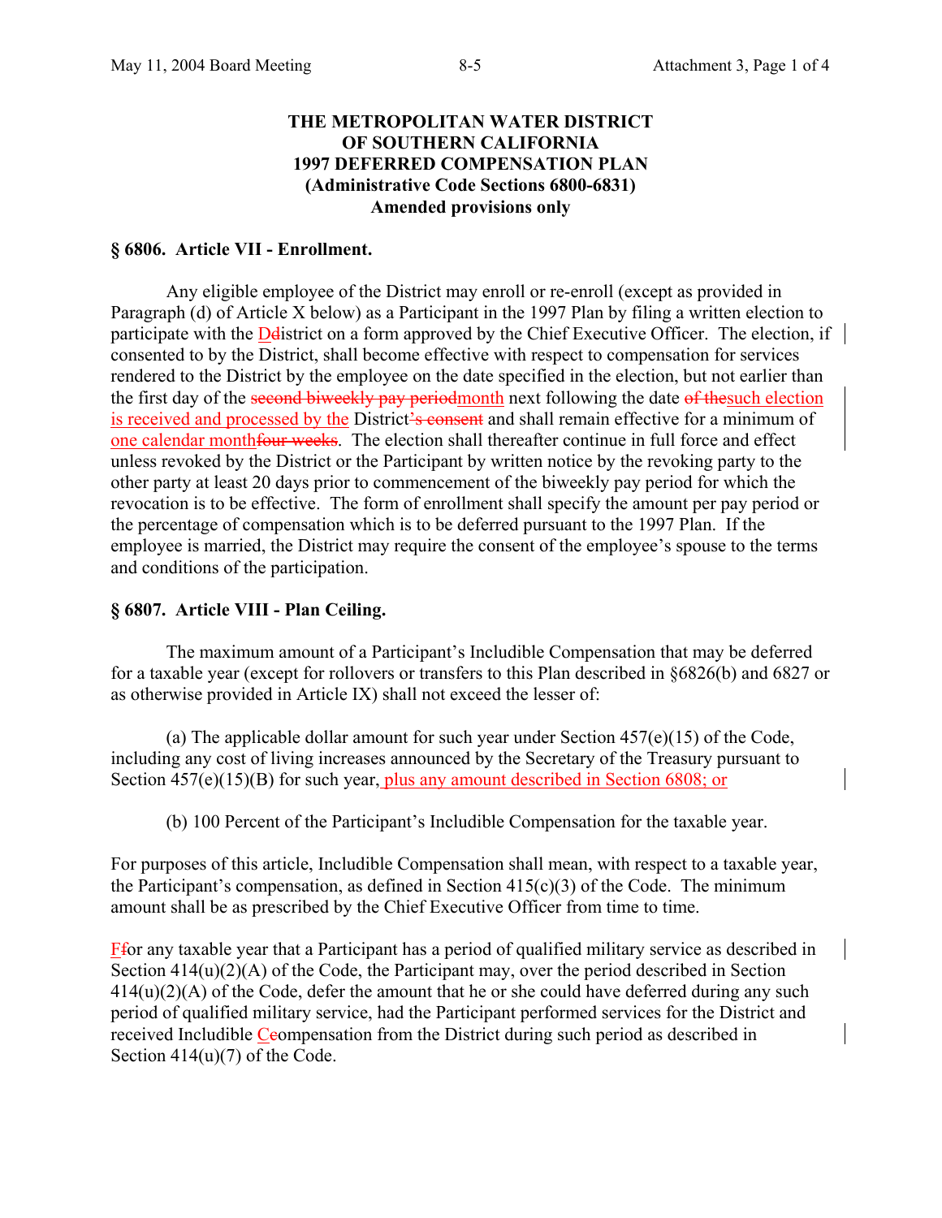**THE METROPOLITAN WATER DISTRICT
OF SOUTHERN CALIFORNIA
1997 DEFERRED COMPENSATION PLAN
(Administrative Code Sections 6800-6831)
Amended provisions only**

## § 6806. Article VII - Enrollment.

Any eligible employee of the District may enroll or re-enroll (except as provided in Paragraph (d) of Article X below) as a Participant in the 1997 Plan by filing a written election to participate with the <u>D</u>~~d~~istrict on a form approved by the Chief Executive Officer. The election, if consented to by the District, shall become effective with respect to compensation for services rendered to the District by the employee on the date specified in the election, but not earlier than the first day of the ~~second biweekly pay period~~<u>month</u> next following the date ~~of the~~<u>such election is received and processed by the</u> District~~'s consent~~ and shall remain effective for a minimum of <u>one calendar month</u>~~four weeks~~. The election shall thereafter continue in full force and effect unless revoked by the District or the Participant by written notice by the revoking party to the other party at least 20 days prior to commencement of the biweekly pay period for which the revocation is to be effective. The form of enrollment shall specify the amount per pay period or the percentage of compensation which is to be deferred pursuant to the 1997 Plan. If the employee is married, the District may require the consent of the employee's spouse to the terms and conditions of the participation.

## § 6807. Article VIII - Plan Ceiling.

The maximum amount of a Participant's Includible Compensation that may be deferred for a taxable year (except for rollovers or transfers to this Plan described in §6826(b) and 6827 or as otherwise provided in Article IX) shall not exceed the lesser of:

(a) The applicable dollar amount for such year under Section 457(e)(15) of the Code, including any cost of living increases announced by the Secretary of the Treasury pursuant to Section 457(e)(15)(B) for such year<u>, plus any amount described in Section 6808; or</u>

(b) 100 Percent of the Participant's Includible Compensation for the taxable year.

For purposes of this article, Includible Compensation shall mean, with respect to a taxable year, the Participant's compensation, as defined in Section 415(c)(3) of the Code. The minimum amount shall be as prescribed by the Chief Executive Officer from time to time.

<u>F</u>~~f~~or any taxable year that a Participant has a period of qualified military service as described in Section 414(u)(2)(A) of the Code, the Participant may, over the period described in Section 414(u)(2)(A) of the Code, defer the amount that he or she could have deferred during any such period of qualified military service, had the Participant performed services for the District and received Includible <u>C</u>~~c~~ompensation from the District during such period as described in Section 414(u)(7) of the Code.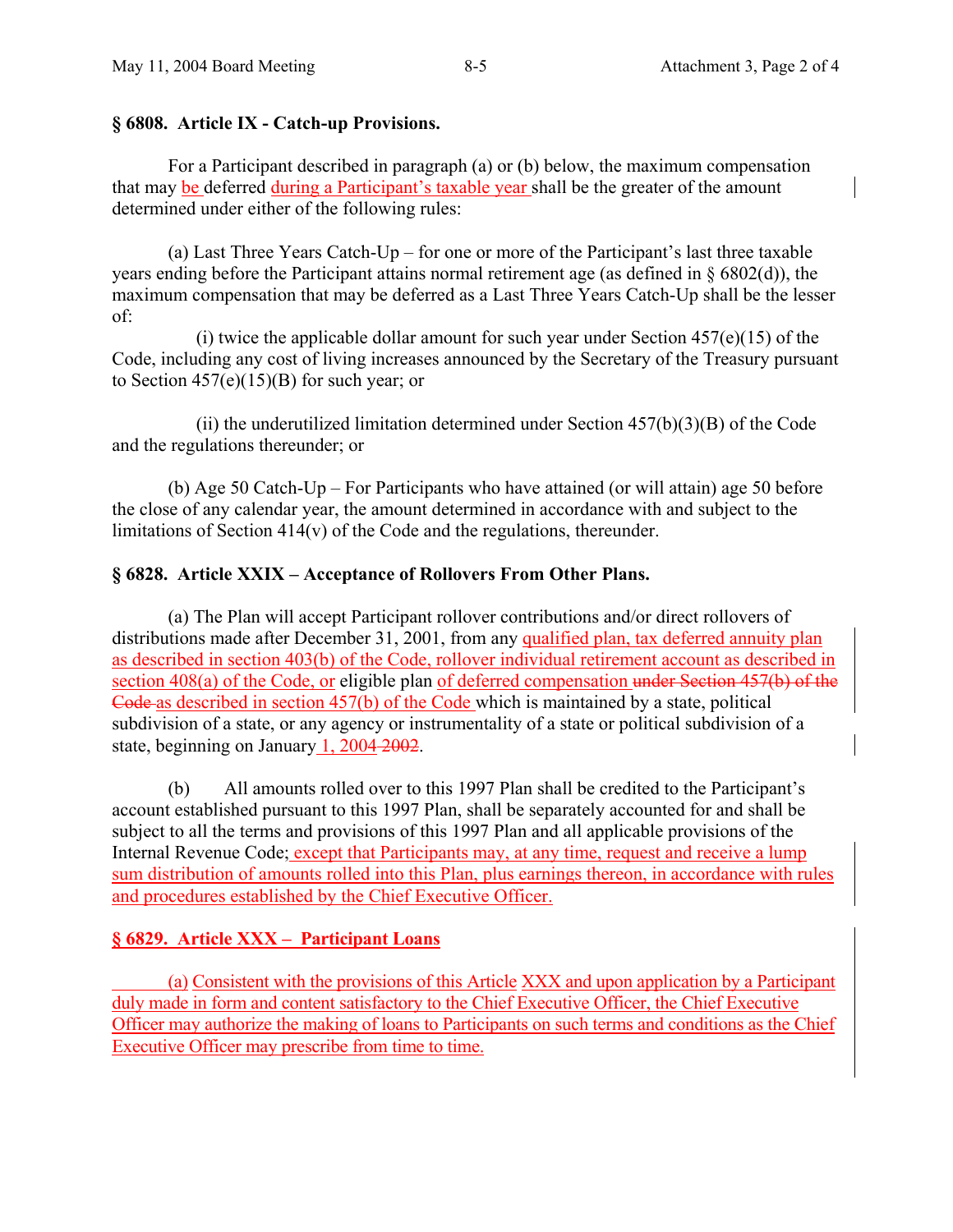**§ 6808. Article IX - Catch-up Provisions.**

For a Participant described in paragraph (a) or (b) below, the maximum compensation that may be deferred during a Participant's taxable year shall be the greater of the amount determined under either of the following rules:

(a) Last Three Years Catch-Up – for one or more of the Participant's last three taxable years ending before the Participant attains normal retirement age (as defined in § 6802(d)), the maximum compensation that may be deferred as a Last Three Years Catch-Up shall be the lesser of:

(i) twice the applicable dollar amount for such year under Section 457(e)(15) of the Code, including any cost of living increases announced by the Secretary of the Treasury pursuant to Section 457(e)(15)(B) for such year; or

(ii) the underutilized limitation determined under Section 457(b)(3)(B) of the Code and the regulations thereunder; or

(b) Age 50 Catch-Up – For Participants who have attained (or will attain) age 50 before the close of any calendar year, the amount determined in accordance with and subject to the limitations of Section 414(v) of the Code and the regulations, thereunder.

**§ 6828. Article XXIX – Acceptance of Rollovers From Other Plans.**

(a) The Plan will accept Participant rollover contributions and/or direct rollovers of distributions made after December 31, 2001, from any qualified plan, tax deferred annuity plan as described in section 403(b) of the Code, rollover individual retirement account as described in section 408(a) of the Code, or eligible plan of deferred compensation ~~under Section 457(b) of the Code~~ as described in section 457(b) of the Code which is maintained by a state, political subdivision of a state, or any agency or instrumentality of a state or political subdivision of a state, beginning on January 1, 2004 ~~2002~~.

(b) All amounts rolled over to this 1997 Plan shall be credited to the Participant's account established pursuant to this 1997 Plan, shall be separately accounted for and shall be subject to all the terms and provisions of this 1997 Plan and all applicable provisions of the Internal Revenue Code; except that Participants may, at any time, request and receive a lump sum distribution of amounts rolled into this Plan, plus earnings thereon, in accordance with rules and procedures established by the Chief Executive Officer.

**§ 6829. Article XXX – Participant Loans**

(a) Consistent with the provisions of this Article XXX and upon application by a Participant duly made in form and content satisfactory to the Chief Executive Officer, the Chief Executive Officer may authorize the making of loans to Participants on such terms and conditions as the Chief Executive Officer may prescribe from time to time.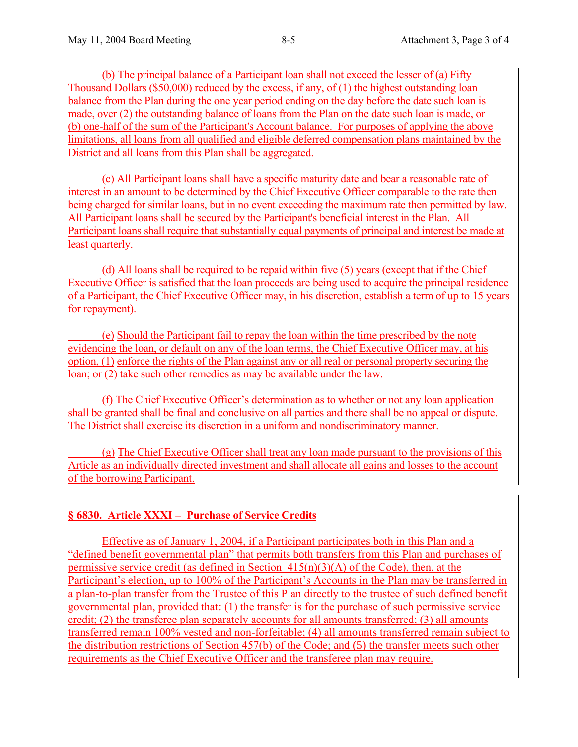(b) The principal balance of a Participant loan shall not exceed the lesser of (a) Fifty Thousand Dollars ($50,000) reduced by the excess, if any, of (1) the highest outstanding loan balance from the Plan during the one year period ending on the day before the date such loan is made, over (2) the outstanding balance of loans from the Plan on the date such loan is made, or (b) one-half of the sum of the Participant's Account balance. For purposes of applying the above limitations, all loans from all qualified and eligible deferred compensation plans maintained by the District and all loans from this Plan shall be aggregated.

(c) All Participant loans shall have a specific maturity date and bear a reasonable rate of interest in an amount to be determined by the Chief Executive Officer comparable to the rate then being charged for similar loans, but in no event exceeding the maximum rate then permitted by law. All Participant loans shall be secured by the Participant's beneficial interest in the Plan. All Participant loans shall require that substantially equal payments of principal and interest be made at least quarterly.

(d) All loans shall be required to be repaid within five (5) years (except that if the Chief Executive Officer is satisfied that the loan proceeds are being used to acquire the principal residence of a Participant, the Chief Executive Officer may, in his discretion, establish a term of up to 15 years for repayment).

(e) Should the Participant fail to repay the loan within the time prescribed by the note evidencing the loan, or default on any of the loan terms, the Chief Executive Officer may, at his option, (1) enforce the rights of the Plan against any or all real or personal property securing the loan; or (2) take such other remedies as may be available under the law.

(f) The Chief Executive Officer's determination as to whether or not any loan application shall be granted shall be final and conclusive on all parties and there shall be no appeal or dispute. The District shall exercise its discretion in a uniform and nondiscriminatory manner.

(g) The Chief Executive Officer shall treat any loan made pursuant to the provisions of this Article as an individually directed investment and shall allocate all gains and losses to the account of the borrowing Participant.

## § 6830. Article XXXI – Purchase of Service Credits

Effective as of January 1, 2004, if a Participant participates both in this Plan and a "defined benefit governmental plan" that permits both transfers from this Plan and purchases of permissive service credit (as defined in Section 415(n)(3)(A) of the Code), then, at the Participant's election, up to 100% of the Participant's Accounts in the Plan may be transferred in a plan-to-plan transfer from the Trustee of this Plan directly to the trustee of such defined benefit governmental plan, provided that: (1) the transfer is for the purchase of such permissive service credit; (2) the transferee plan separately accounts for all amounts transferred; (3) all amounts transferred remain 100% vested and non-forfeitable; (4) all amounts transferred remain subject to the distribution restrictions of Section 457(b) of the Code; and (5) the transfer meets such other requirements as the Chief Executive Officer and the transferee plan may require.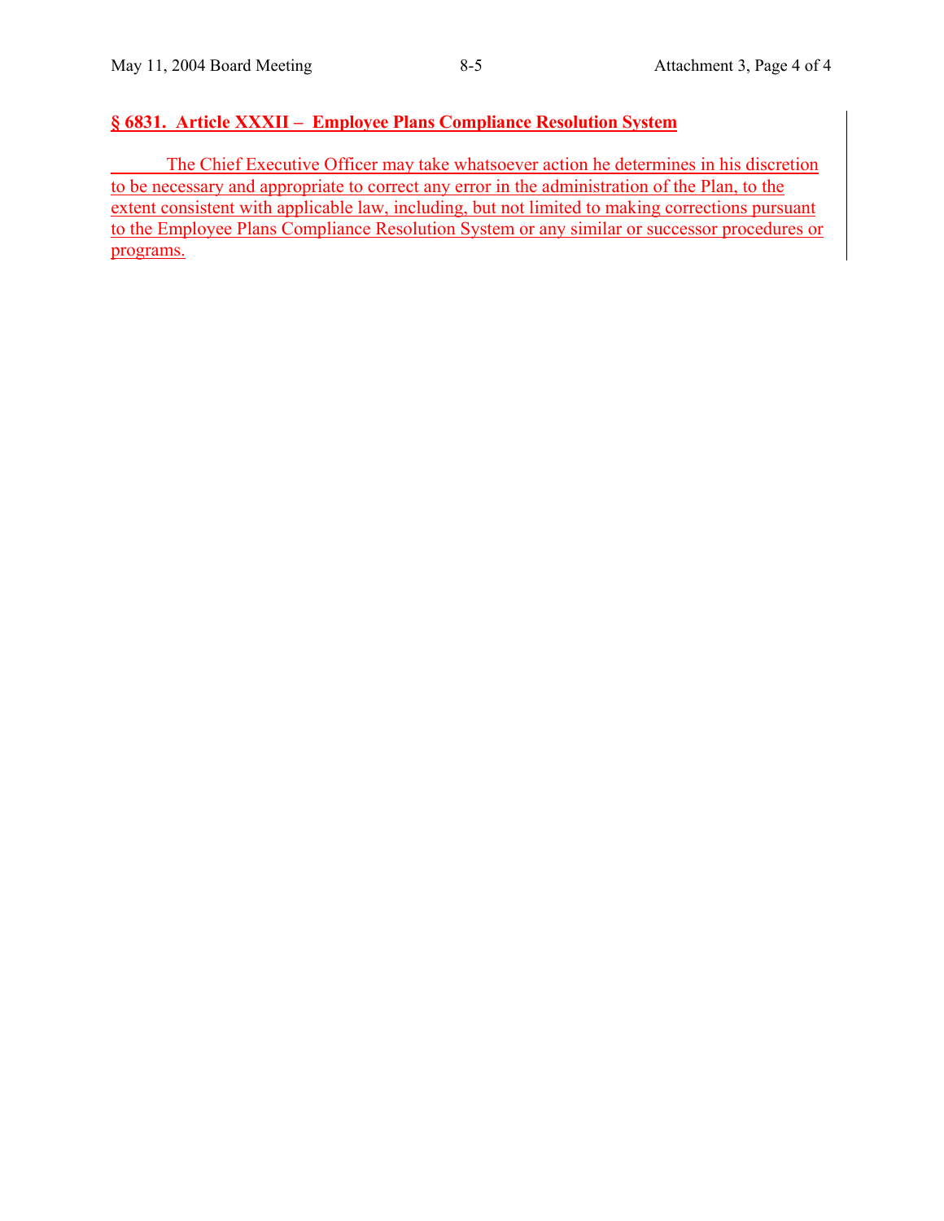**§ 6831. Article XXXII – Employee Plans Compliance Resolution System**

The Chief Executive Officer may take whatsoever action he determines in his discretion to be necessary and appropriate to correct any error in the administration of the Plan, to the extent consistent with applicable law, including, but not limited to making corrections pursuant to the Employee Plans Compliance Resolution System or any similar or successor procedures or programs.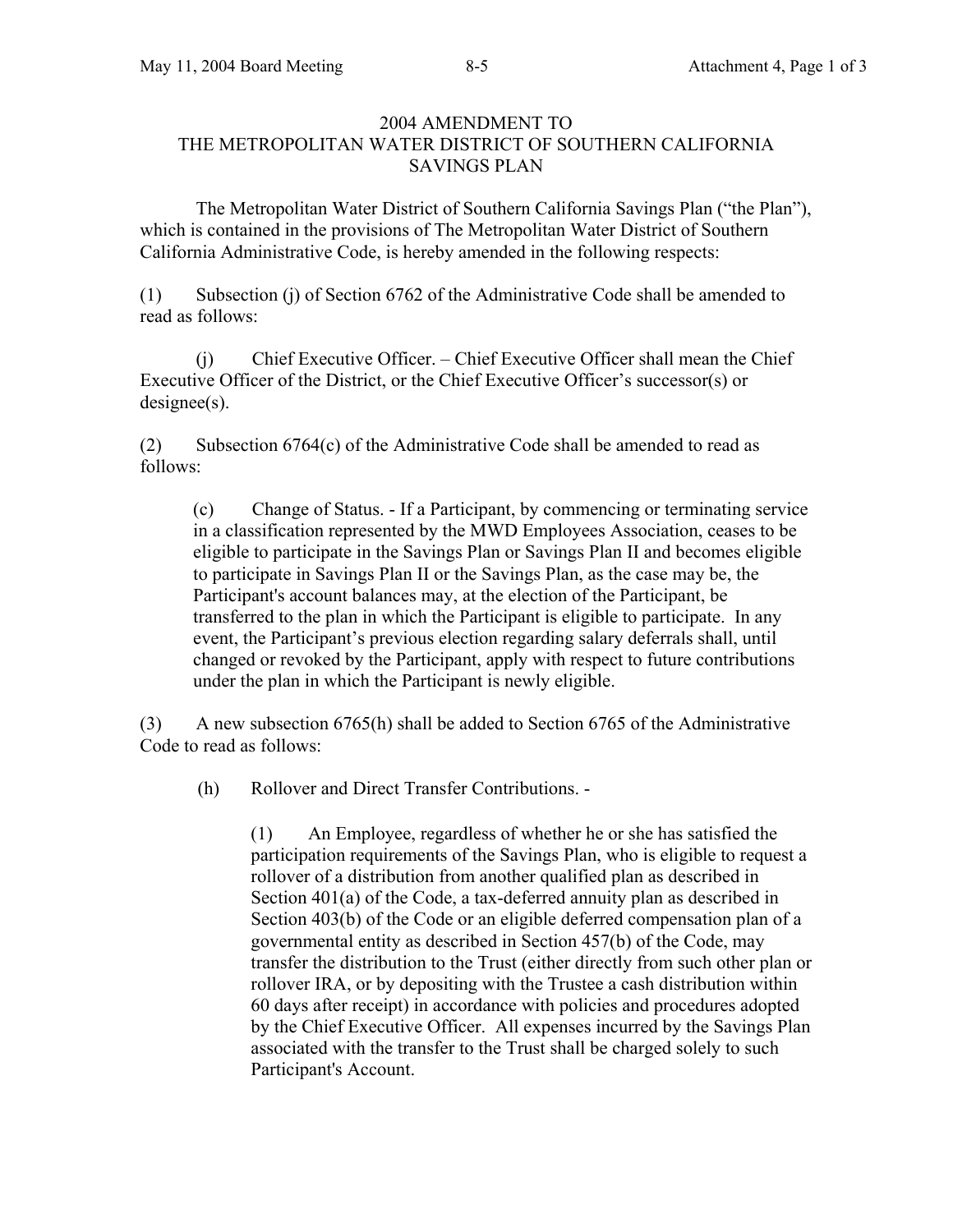# 2004 AMENDMENT TO THE METROPOLITAN WATER DISTRICT OF SOUTHERN CALIFORNIA SAVINGS PLAN

The Metropolitan Water District of Southern California Savings Plan ("the Plan"), which is contained in the provisions of The Metropolitan Water District of Southern California Administrative Code, is hereby amended in the following respects:

(1) Subsection (j) of Section 6762 of the Administrative Code shall be amended to read as follows:

(j) Chief Executive Officer. – Chief Executive Officer shall mean the Chief Executive Officer of the District, or the Chief Executive Officer's successor(s) or designee(s).

(2) Subsection 6764(c) of the Administrative Code shall be amended to read as follows:

> (c) Change of Status. - If a Participant, by commencing or terminating service in a classification represented by the MWD Employees Association, ceases to be eligible to participate in the Savings Plan or Savings Plan II and becomes eligible to participate in Savings Plan II or the Savings Plan, as the case may be, the Participant's account balances may, at the election of the Participant, be transferred to the plan in which the Participant is eligible to participate. In any event, the Participant's previous election regarding salary deferrals shall, until changed or revoked by the Participant, apply with respect to future contributions under the plan in which the Participant is newly eligible.

(3) A new subsection 6765(h) shall be added to Section 6765 of the Administrative Code to read as follows:

> (h) Rollover and Direct Transfer Contributions. -
>
> > (1) An Employee, regardless of whether he or she has satisfied the participation requirements of the Savings Plan, who is eligible to request a rollover of a distribution from another qualified plan as described in Section 401(a) of the Code, a tax-deferred annuity plan as described in Section 403(b) of the Code or an eligible deferred compensation plan of a governmental entity as described in Section 457(b) of the Code, may transfer the distribution to the Trust (either directly from such other plan or rollover IRA, or by depositing with the Trustee a cash distribution within 60 days after receipt) in accordance with policies and procedures adopted by the Chief Executive Officer. All expenses incurred by the Savings Plan associated with the transfer to the Trust shall be charged solely to such Participant's Account.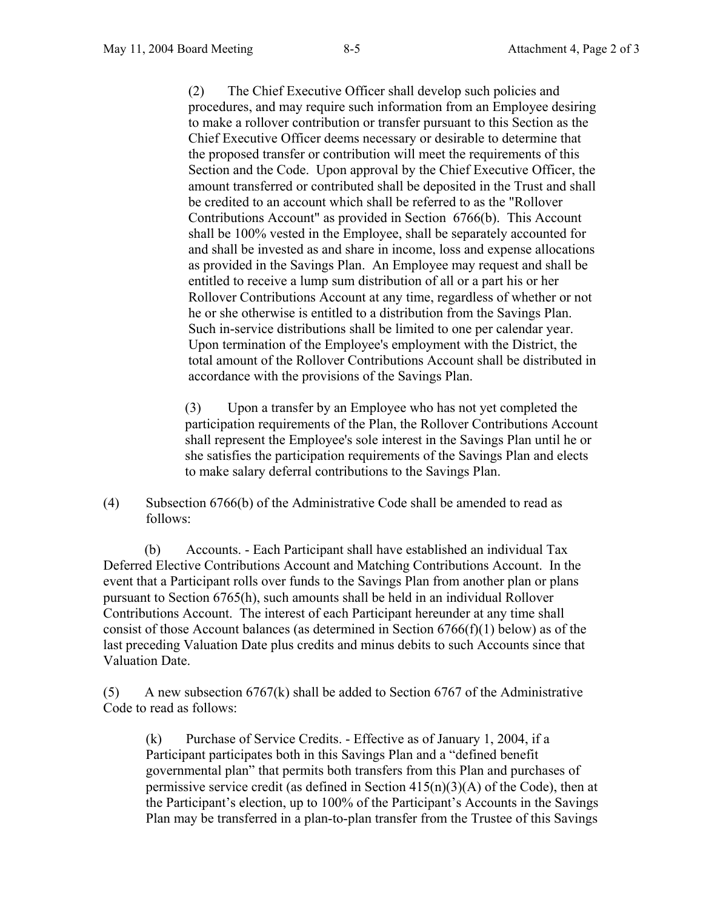(2) The Chief Executive Officer shall develop such policies and procedures, and may require such information from an Employee desiring to make a rollover contribution or transfer pursuant to this Section as the Chief Executive Officer deems necessary or desirable to determine that the proposed transfer or contribution will meet the requirements of this Section and the Code. Upon approval by the Chief Executive Officer, the amount transferred or contributed shall be deposited in the Trust and shall be credited to an account which shall be referred to as the "Rollover Contributions Account" as provided in Section 6766(b). This Account shall be 100% vested in the Employee, shall be separately accounted for and shall be invested as and share in income, loss and expense allocations as provided in the Savings Plan. An Employee may request and shall be entitled to receive a lump sum distribution of all or a part his or her Rollover Contributions Account at any time, regardless of whether or not he or she otherwise is entitled to a distribution from the Savings Plan. Such in-service distributions shall be limited to one per calendar year. Upon termination of the Employee's employment with the District, the total amount of the Rollover Contributions Account shall be distributed in accordance with the provisions of the Savings Plan.

(3) Upon a transfer by an Employee who has not yet completed the participation requirements of the Plan, the Rollover Contributions Account shall represent the Employee's sole interest in the Savings Plan until he or she satisfies the participation requirements of the Savings Plan and elects to make salary deferral contributions to the Savings Plan.

(4) Subsection 6766(b) of the Administrative Code shall be amended to read as follows:

(b) Accounts. - Each Participant shall have established an individual Tax Deferred Elective Contributions Account and Matching Contributions Account. In the event that a Participant rolls over funds to the Savings Plan from another plan or plans pursuant to Section 6765(h), such amounts shall be held in an individual Rollover Contributions Account. The interest of each Participant hereunder at any time shall consist of those Account balances (as determined in Section 6766(f)(1) below) as of the last preceding Valuation Date plus credits and minus debits to such Accounts since that Valuation Date.

(5) A new subsection 6767(k) shall be added to Section 6767 of the Administrative Code to read as follows:

(k) Purchase of Service Credits. - Effective as of January 1, 2004, if a Participant participates both in this Savings Plan and a "defined benefit governmental plan" that permits both transfers from this Plan and purchases of permissive service credit (as defined in Section 415(n)(3)(A) of the Code), then at the Participant's election, up to 100% of the Participant's Accounts in the Savings Plan may be transferred in a plan-to-plan transfer from the Trustee of this Savings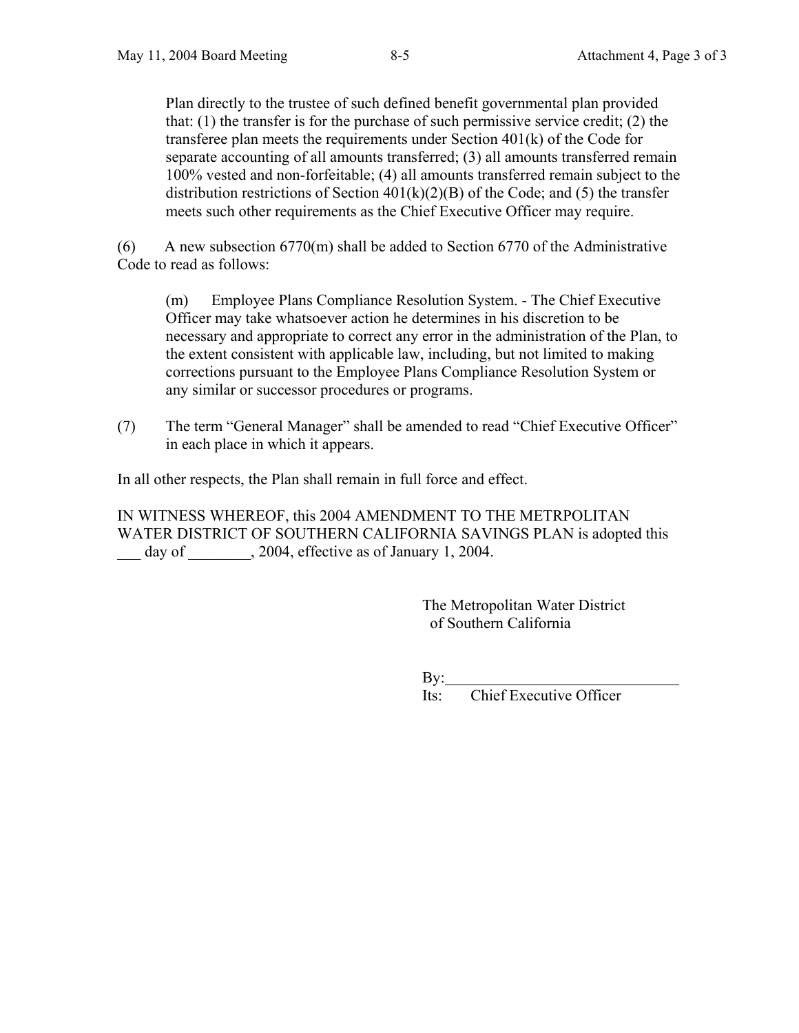Plan directly to the trustee of such defined benefit governmental plan provided that: (1) the transfer is for the purchase of such permissive service credit; (2) the transferee plan meets the requirements under Section 401(k) of the Code for separate accounting of all amounts transferred; (3) all amounts transferred remain 100% vested and non-forfeitable; (4) all amounts transferred remain subject to the distribution restrictions of Section 401(k)(2)(B) of the Code; and (5) the transfer meets such other requirements as the Chief Executive Officer may require.

(6) A new subsection 6770(m) shall be added to Section 6770 of the Administrative Code to read as follows:

> (m) Employee Plans Compliance Resolution System. - The Chief Executive Officer may take whatsoever action he determines in his discretion to be necessary and appropriate to correct any error in the administration of the Plan, to the extent consistent with applicable law, including, but not limited to making corrections pursuant to the Employee Plans Compliance Resolution System or any similar or successor procedures or programs.

(7) The term "General Manager" shall be amended to read "Chief Executive Officer" in each place in which it appears.

In all other respects, the Plan shall remain in full force and effect.

IN WITNESS WHEREOF, this 2004 AMENDMENT TO THE METRPOLITAN WATER DISTRICT OF SOUTHERN CALIFORNIA SAVINGS PLAN is adopted this ___ day of ________, 2004, effective as of January 1, 2004.

The Metropolitan Water District of Southern California

By:______________________________

Its: Chief Executive Officer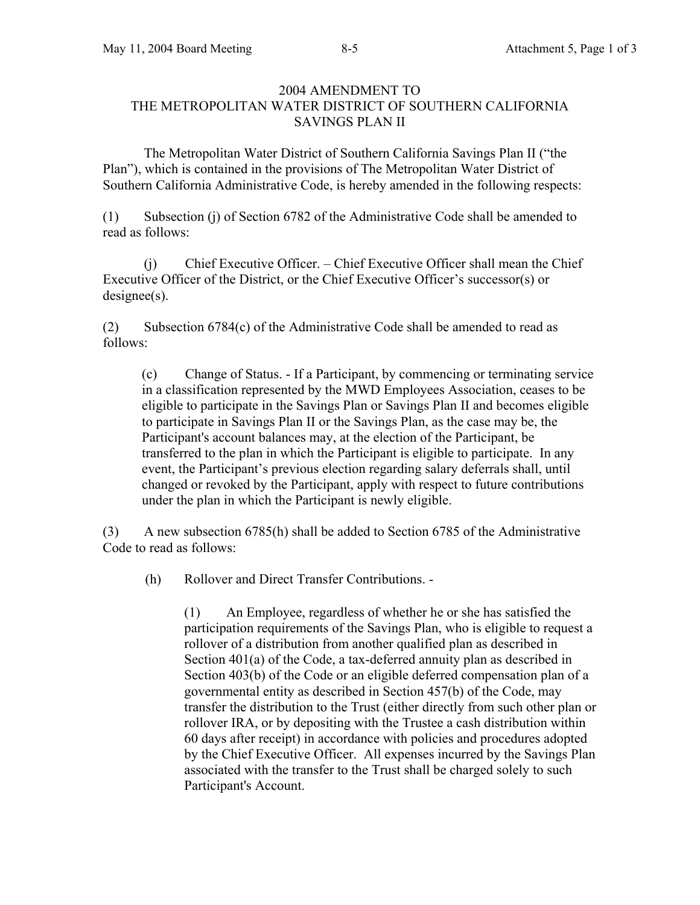# 2004 AMENDMENT TO THE METROPOLITAN WATER DISTRICT OF SOUTHERN CALIFORNIA SAVINGS PLAN II

The Metropolitan Water District of Southern California Savings Plan II ("the Plan"), which is contained in the provisions of The Metropolitan Water District of Southern California Administrative Code, is hereby amended in the following respects:

(1) Subsection (j) of Section 6782 of the Administrative Code shall be amended to read as follows:

(j) Chief Executive Officer. – Chief Executive Officer shall mean the Chief Executive Officer of the District, or the Chief Executive Officer's successor(s) or designee(s).

(2) Subsection 6784(c) of the Administrative Code shall be amended to read as follows:

> (c) Change of Status. - If a Participant, by commencing or terminating service in a classification represented by the MWD Employees Association, ceases to be eligible to participate in the Savings Plan or Savings Plan II and becomes eligible to participate in Savings Plan II or the Savings Plan, as the case may be, the Participant's account balances may, at the election of the Participant, be transferred to the plan in which the Participant is eligible to participate. In any event, the Participant's previous election regarding salary deferrals shall, until changed or revoked by the Participant, apply with respect to future contributions under the plan in which the Participant is newly eligible.

(3) A new subsection 6785(h) shall be added to Section 6785 of the Administrative Code to read as follows:

> (h) Rollover and Direct Transfer Contributions. -
>
> > (1) An Employee, regardless of whether he or she has satisfied the participation requirements of the Savings Plan, who is eligible to request a rollover of a distribution from another qualified plan as described in Section 401(a) of the Code, a tax-deferred annuity plan as described in Section 403(b) of the Code or an eligible deferred compensation plan of a governmental entity as described in Section 457(b) of the Code, may transfer the distribution to the Trust (either directly from such other plan or rollover IRA, or by depositing with the Trustee a cash distribution within 60 days after receipt) in accordance with policies and procedures adopted by the Chief Executive Officer. All expenses incurred by the Savings Plan associated with the transfer to the Trust shall be charged solely to such Participant's Account.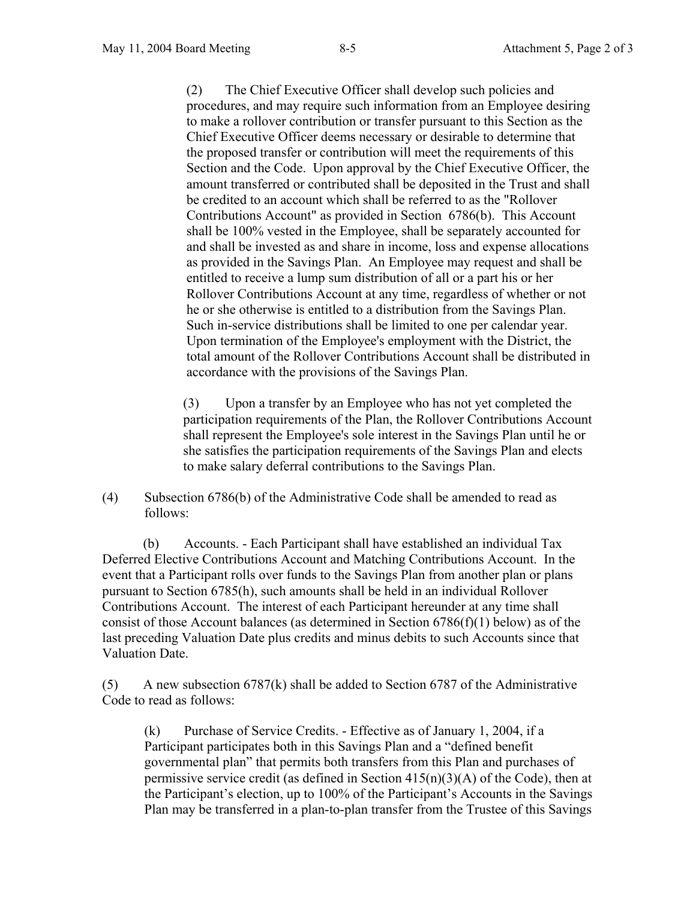(2) The Chief Executive Officer shall develop such policies and procedures, and may require such information from an Employee desiring to make a rollover contribution or transfer pursuant to this Section as the Chief Executive Officer deems necessary or desirable to determine that the proposed transfer or contribution will meet the requirements of this Section and the Code. Upon approval by the Chief Executive Officer, the amount transferred or contributed shall be deposited in the Trust and shall be credited to an account which shall be referred to as the "Rollover Contributions Account" as provided in Section 6786(b). This Account shall be 100% vested in the Employee, shall be separately accounted for and shall be invested as and share in income, loss and expense allocations as provided in the Savings Plan. An Employee may request and shall be entitled to receive a lump sum distribution of all or a part his or her Rollover Contributions Account at any time, regardless of whether or not he or she otherwise is entitled to a distribution from the Savings Plan. Such in-service distributions shall be limited to one per calendar year. Upon termination of the Employee's employment with the District, the total amount of the Rollover Contributions Account shall be distributed in accordance with the provisions of the Savings Plan.

(3) Upon a transfer by an Employee who has not yet completed the participation requirements of the Plan, the Rollover Contributions Account shall represent the Employee's sole interest in the Savings Plan until he or she satisfies the participation requirements of the Savings Plan and elects to make salary deferral contributions to the Savings Plan.

(4) Subsection 6786(b) of the Administrative Code shall be amended to read as follows:

(b) Accounts. - Each Participant shall have established an individual Tax Deferred Elective Contributions Account and Matching Contributions Account. In the event that a Participant rolls over funds to the Savings Plan from another plan or plans pursuant to Section 6785(h), such amounts shall be held in an individual Rollover Contributions Account. The interest of each Participant hereunder at any time shall consist of those Account balances (as determined in Section 6786(f)(1) below) as of the last preceding Valuation Date plus credits and minus debits to such Accounts since that Valuation Date.

(5) A new subsection 6787(k) shall be added to Section 6787 of the Administrative Code to read as follows:

(k) Purchase of Service Credits. - Effective as of January 1, 2004, if a Participant participates both in this Savings Plan and a "defined benefit governmental plan" that permits both transfers from this Plan and purchases of permissive service credit (as defined in Section 415(n)(3)(A) of the Code), then at the Participant's election, up to 100% of the Participant's Accounts in the Savings Plan may be transferred in a plan-to-plan transfer from the Trustee of this Savings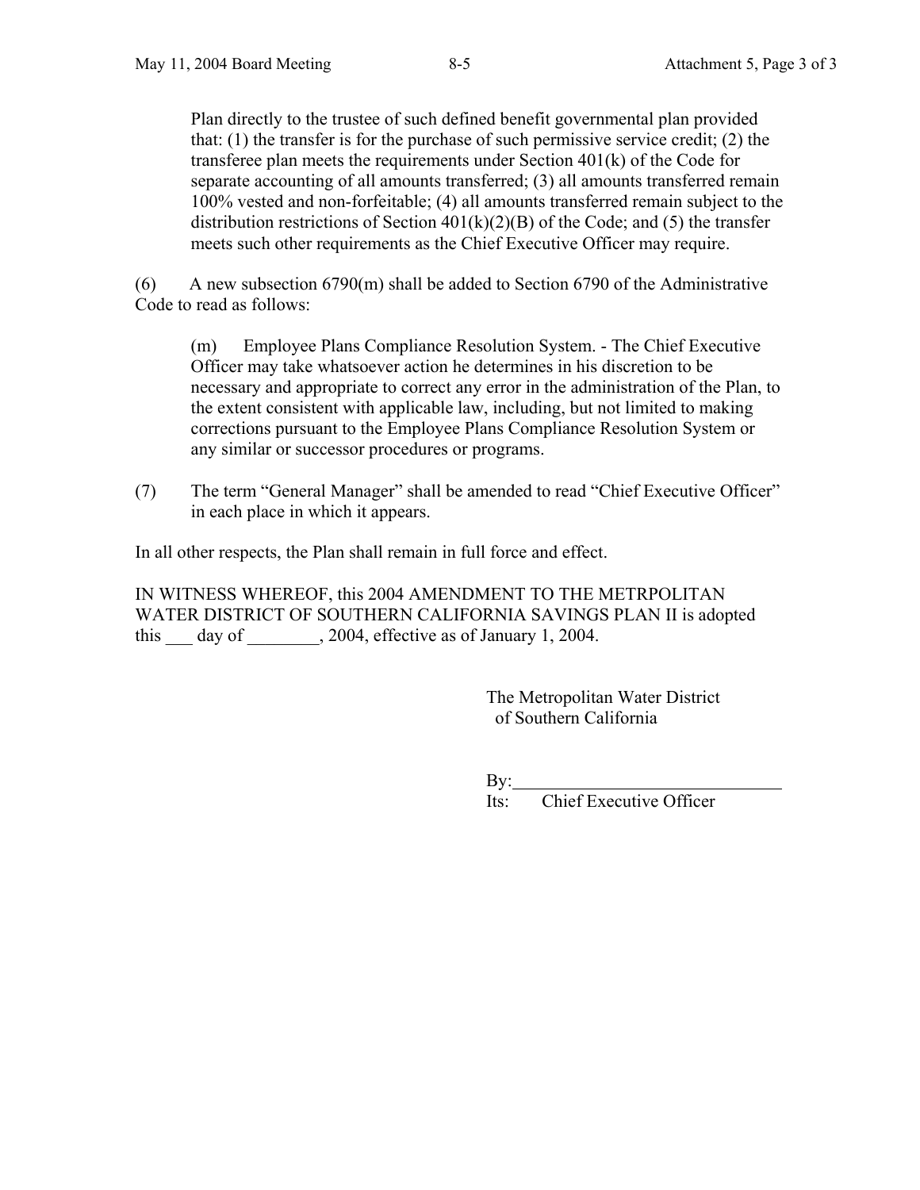Plan directly to the trustee of such defined benefit governmental plan provided that: (1) the transfer is for the purchase of such permissive service credit; (2) the transferee plan meets the requirements under Section 401(k) of the Code for separate accounting of all amounts transferred; (3) all amounts transferred remain 100% vested and non-forfeitable; (4) all amounts transferred remain subject to the distribution restrictions of Section 401(k)(2)(B) of the Code; and (5) the transfer meets such other requirements as the Chief Executive Officer may require.

(6) A new subsection 6790(m) shall be added to Section 6790 of the Administrative Code to read as follows:

> (m) Employee Plans Compliance Resolution System. - The Chief Executive Officer may take whatsoever action he determines in his discretion to be necessary and appropriate to correct any error in the administration of the Plan, to the extent consistent with applicable law, including, but not limited to making corrections pursuant to the Employee Plans Compliance Resolution System or any similar or successor procedures or programs.

(7) The term "General Manager" shall be amended to read "Chief Executive Officer" in each place in which it appears.

In all other respects, the Plan shall remain in full force and effect.

IN WITNESS WHEREOF, this 2004 AMENDMENT TO THE METRPOLITAN WATER DISTRICT OF SOUTHERN CALIFORNIA SAVINGS PLAN II is adopted this ___ day of ________, 2004, effective as of January 1, 2004.

The Metropolitan Water District of Southern California

By: ______________________________

Its: Chief Executive Officer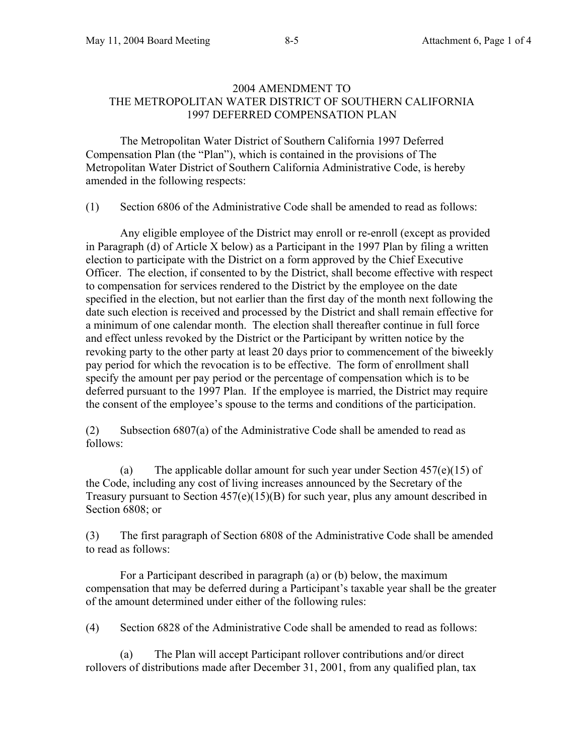# 2004 AMENDMENT TO THE METROPOLITAN WATER DISTRICT OF SOUTHERN CALIFORNIA 1997 DEFERRED COMPENSATION PLAN

The Metropolitan Water District of Southern California 1997 Deferred Compensation Plan (the "Plan"), which is contained in the provisions of The Metropolitan Water District of Southern California Administrative Code, is hereby amended in the following respects:

(1) Section 6806 of the Administrative Code shall be amended to read as follows:

Any eligible employee of the District may enroll or re-enroll (except as provided in Paragraph (d) of Article X below) as a Participant in the 1997 Plan by filing a written election to participate with the District on a form approved by the Chief Executive Officer. The election, if consented to by the District, shall become effective with respect to compensation for services rendered to the District by the employee on the date specified in the election, but not earlier than the first day of the month next following the date such election is received and processed by the District and shall remain effective for a minimum of one calendar month. The election shall thereafter continue in full force and effect unless revoked by the District or the Participant by written notice by the revoking party to the other party at least 20 days prior to commencement of the biweekly pay period for which the revocation is to be effective. The form of enrollment shall specify the amount per pay period or the percentage of compensation which is to be deferred pursuant to the 1997 Plan. If the employee is married, the District may require the consent of the employee's spouse to the terms and conditions of the participation.

(2) Subsection 6807(a) of the Administrative Code shall be amended to read as follows:

(a) The applicable dollar amount for such year under Section 457(e)(15) of the Code, including any cost of living increases announced by the Secretary of the Treasury pursuant to Section 457(e)(15)(B) for such year, plus any amount described in Section 6808; or

(3) The first paragraph of Section 6808 of the Administrative Code shall be amended to read as follows:

For a Participant described in paragraph (a) or (b) below, the maximum compensation that may be deferred during a Participant's taxable year shall be the greater of the amount determined under either of the following rules:

(4) Section 6828 of the Administrative Code shall be amended to read as follows:

(a) The Plan will accept Participant rollover contributions and/or direct rollovers of distributions made after December 31, 2001, from any qualified plan, tax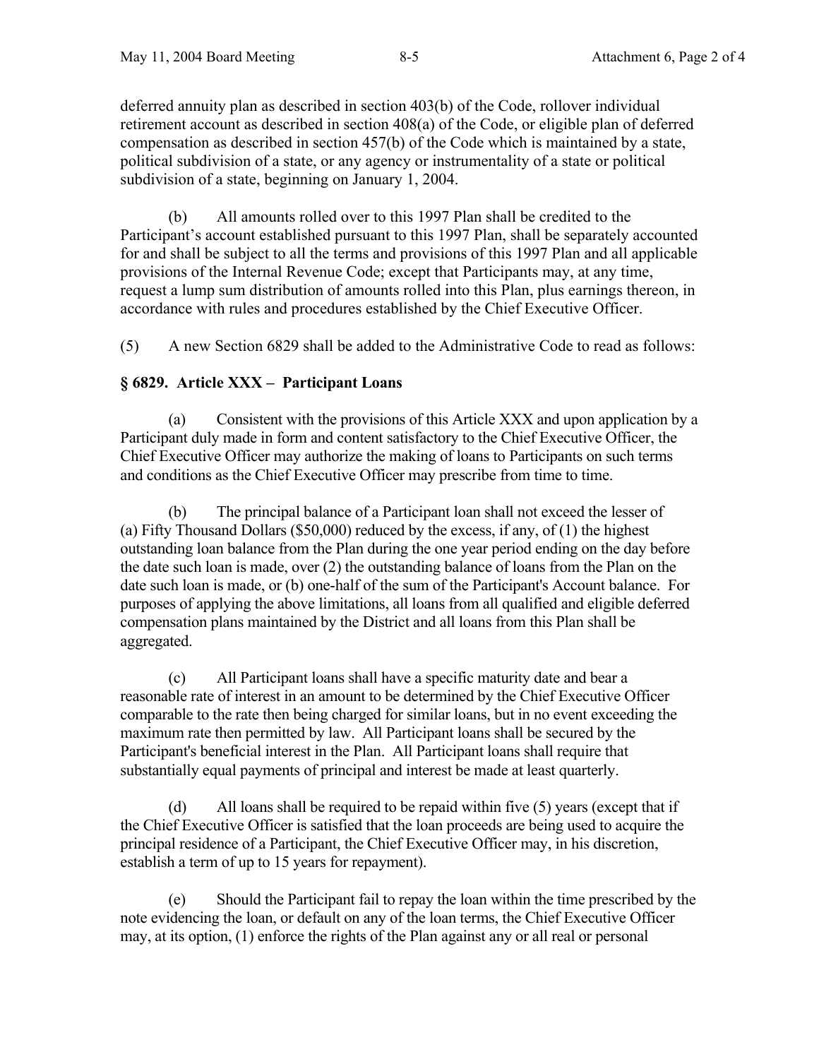deferred annuity plan as described in section 403(b) of the Code, rollover individual retirement account as described in section 408(a) of the Code, or eligible plan of deferred compensation as described in section 457(b) of the Code which is maintained by a state, political subdivision of a state, or any agency or instrumentality of a state or political subdivision of a state, beginning on January 1, 2004.

(b) All amounts rolled over to this 1997 Plan shall be credited to the Participant's account established pursuant to this 1997 Plan, shall be separately accounted for and shall be subject to all the terms and provisions of this 1997 Plan and all applicable provisions of the Internal Revenue Code; except that Participants may, at any time, request a lump sum distribution of amounts rolled into this Plan, plus earnings thereon, in accordance with rules and procedures established by the Chief Executive Officer.

(5) A new Section 6829 shall be added to the Administrative Code to read as follows:

**§ 6829. Article XXX – Participant Loans**

(a) Consistent with the provisions of this Article XXX and upon application by a Participant duly made in form and content satisfactory to the Chief Executive Officer, the Chief Executive Officer may authorize the making of loans to Participants on such terms and conditions as the Chief Executive Officer may prescribe from time to time.

(b) The principal balance of a Participant loan shall not exceed the lesser of (a) Fifty Thousand Dollars ($50,000) reduced by the excess, if any, of (1) the highest outstanding loan balance from the Plan during the one year period ending on the day before the date such loan is made, over (2) the outstanding balance of loans from the Plan on the date such loan is made, or (b) one-half of the sum of the Participant's Account balance. For purposes of applying the above limitations, all loans from all qualified and eligible deferred compensation plans maintained by the District and all loans from this Plan shall be aggregated.

(c) All Participant loans shall have a specific maturity date and bear a reasonable rate of interest in an amount to be determined by the Chief Executive Officer comparable to the rate then being charged for similar loans, but in no event exceeding the maximum rate then permitted by law. All Participant loans shall be secured by the Participant's beneficial interest in the Plan. All Participant loans shall require that substantially equal payments of principal and interest be made at least quarterly.

(d) All loans shall be required to be repaid within five (5) years (except that if the Chief Executive Officer is satisfied that the loan proceeds are being used to acquire the principal residence of a Participant, the Chief Executive Officer may, in his discretion, establish a term of up to 15 years for repayment).

(e) Should the Participant fail to repay the loan within the time prescribed by the note evidencing the loan, or default on any of the loan terms, the Chief Executive Officer may, at its option, (1) enforce the rights of the Plan against any or all real or personal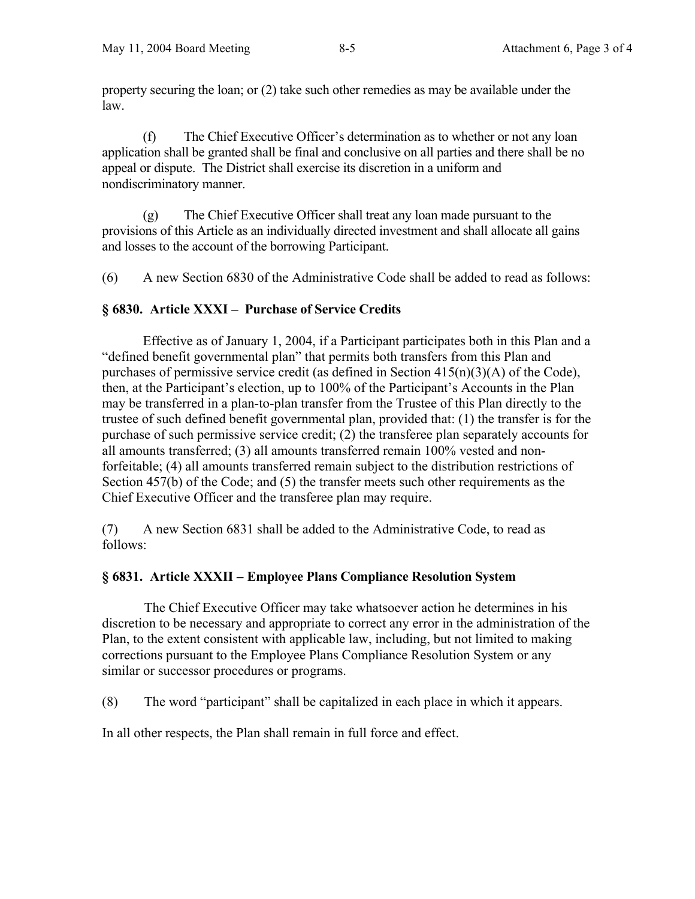property securing the loan; or (2) take such other remedies as may be available under the law.

(f) The Chief Executive Officer's determination as to whether or not any loan application shall be granted shall be final and conclusive on all parties and there shall be no appeal or dispute. The District shall exercise its discretion in a uniform and nondiscriminatory manner.

(g) The Chief Executive Officer shall treat any loan made pursuant to the provisions of this Article as an individually directed investment and shall allocate all gains and losses to the account of the borrowing Participant.

(6) A new Section 6830 of the Administrative Code shall be added to read as follows:

**§ 6830. Article XXXI – Purchase of Service Credits**

Effective as of January 1, 2004, if a Participant participates both in this Plan and a "defined benefit governmental plan" that permits both transfers from this Plan and purchases of permissive service credit (as defined in Section 415(n)(3)(A) of the Code), then, at the Participant's election, up to 100% of the Participant's Accounts in the Plan may be transferred in a plan-to-plan transfer from the Trustee of this Plan directly to the trustee of such defined benefit governmental plan, provided that: (1) the transfer is for the purchase of such permissive service credit; (2) the transferee plan separately accounts for all amounts transferred; (3) all amounts transferred remain 100% vested and non-forfeitable; (4) all amounts transferred remain subject to the distribution restrictions of Section 457(b) of the Code; and (5) the transfer meets such other requirements as the Chief Executive Officer and the transferee plan may require.

(7) A new Section 6831 shall be added to the Administrative Code, to read as follows:

**§ 6831. Article XXXII – Employee Plans Compliance Resolution System**

The Chief Executive Officer may take whatsoever action he determines in his discretion to be necessary and appropriate to correct any error in the administration of the Plan, to the extent consistent with applicable law, including, but not limited to making corrections pursuant to the Employee Plans Compliance Resolution System or any similar or successor procedures or programs.

(8) The word "participant" shall be capitalized in each place in which it appears.

In all other respects, the Plan shall remain in full force and effect.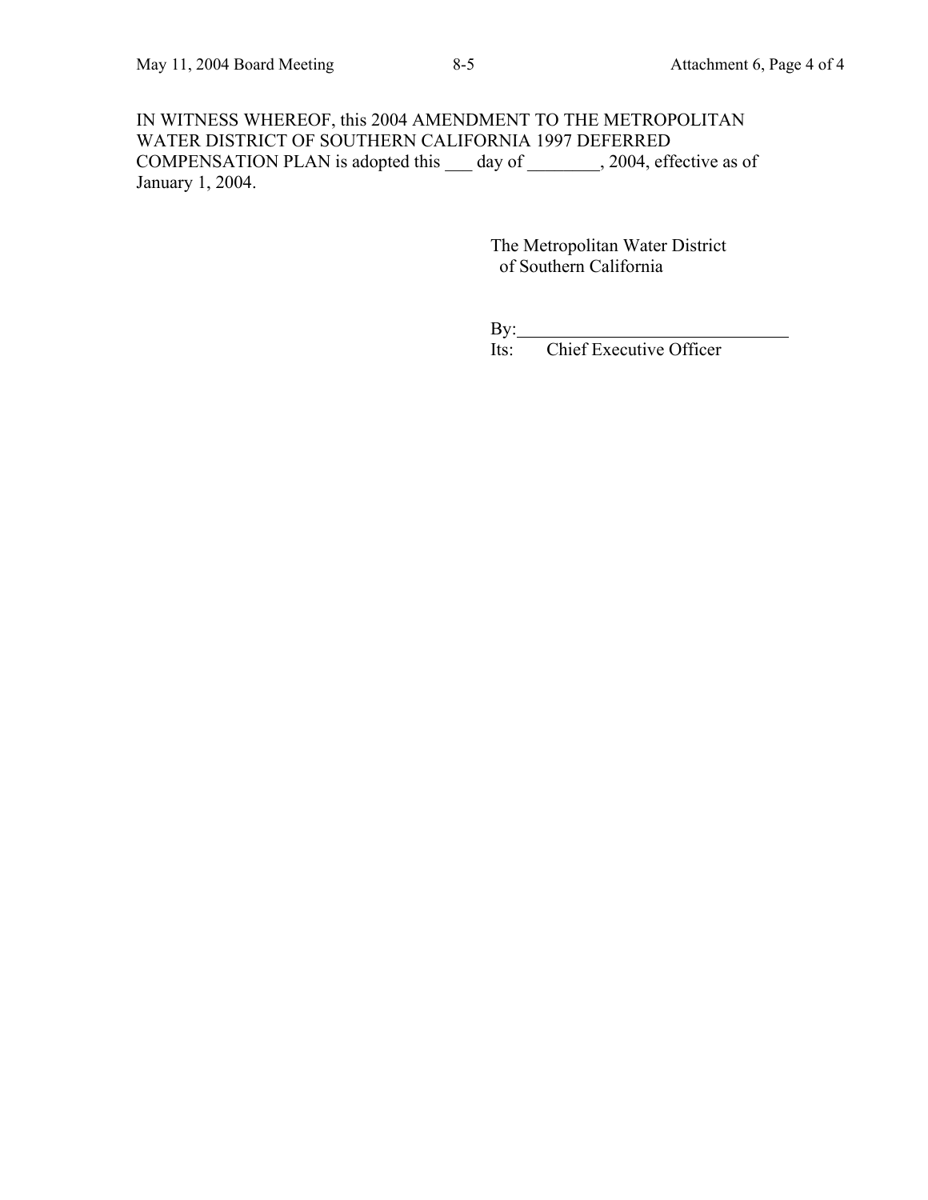IN WITNESS WHEREOF, this 2004 AMENDMENT TO THE METROPOLITAN WATER DISTRICT OF SOUTHERN CALIFORNIA 1997 DEFERRED COMPENSATION PLAN is adopted this ___ day of ________, 2004, effective as of January 1, 2004.

The Metropolitan Water District
of Southern California

By:______________________________
Its: Chief Executive Officer